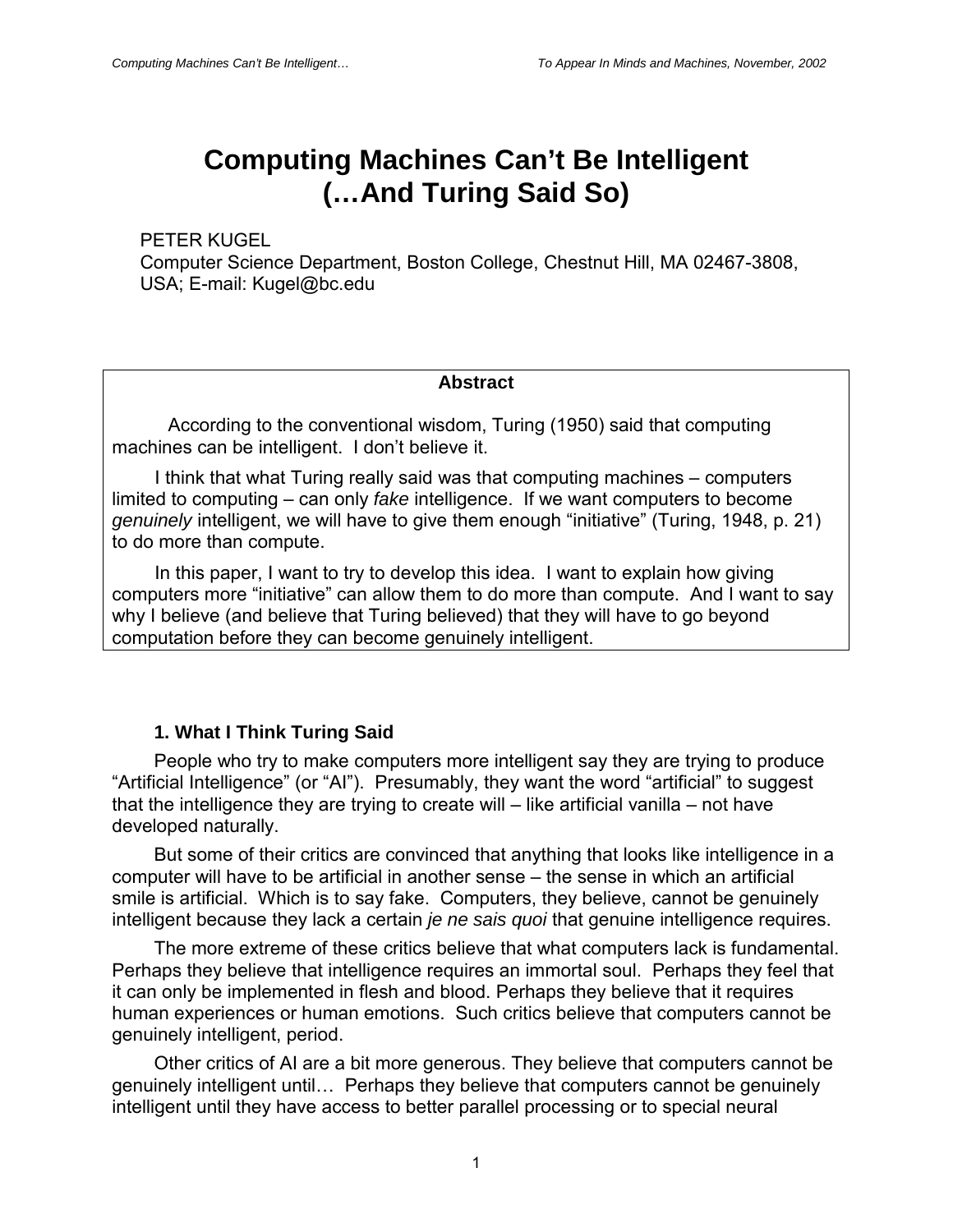# Computing Machines Can't Be Intelligent (…And Turing Said So)

PETER KUGEL
Computer Science Department, Boston College, Chestnut Hill, MA 02467-3808, USA; E-mail: Kugel@bc.edu

**Abstract**

According to the conventional wisdom, Turing (1950) said that computing machines can be intelligent. I don't believe it.

I think that what Turing really said was that computing machines – computers limited to computing – can only *fake* intelligence. If we want computers to become *genuinely* intelligent, we will have to give them enough "initiative" (Turing, 1948, p. 21) to do more than compute.

In this paper, I want to try to develop this idea. I want to explain how giving computers more "initiative" can allow them to do more than compute. And I want to say why I believe (and believe that Turing believed) that they will have to go beyond computation before they can become genuinely intelligent.

## 1. What I Think Turing Said

People who try to make computers more intelligent say they are trying to produce "Artificial Intelligence" (or "AI"). Presumably, they want the word "artificial" to suggest that the intelligence they are trying to create will – like artificial vanilla – not have developed naturally.

But some of their critics are convinced that anything that looks like intelligence in a computer will have to be artificial in another sense – the sense in which an artificial smile is artificial. Which is to say fake. Computers, they believe, cannot be genuinely intelligent because they lack a certain *je ne sais quoi* that genuine intelligence requires.

The more extreme of these critics believe that what computers lack is fundamental. Perhaps they believe that intelligence requires an immortal soul. Perhaps they feel that it can only be implemented in flesh and blood. Perhaps they believe that it requires human experiences or human emotions. Such critics believe that computers cannot be genuinely intelligent, period.

Other critics of AI are a bit more generous. They believe that computers cannot be genuinely intelligent until… Perhaps they believe that computers cannot be genuinely intelligent until they have access to better parallel processing or to special neural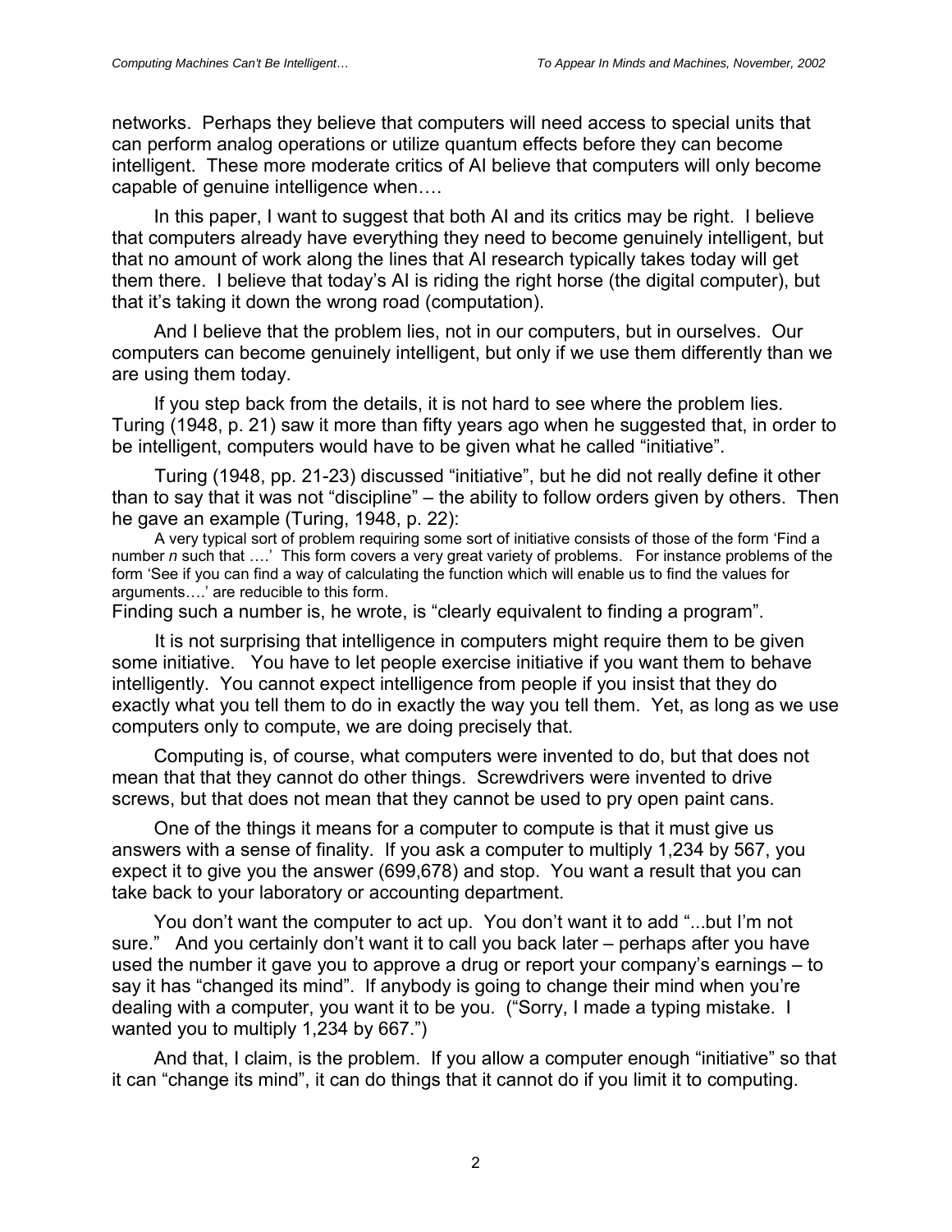networks. Perhaps they believe that computers will need access to special units that can perform analog operations or utilize quantum effects before they can become intelligent. These more moderate critics of AI believe that computers will only become capable of genuine intelligence when….

In this paper, I want to suggest that both AI and its critics may be right. I believe that computers already have everything they need to become genuinely intelligent, but that no amount of work along the lines that AI research typically takes today will get them there. I believe that today's AI is riding the right horse (the digital computer), but that it's taking it down the wrong road (computation).

And I believe that the problem lies, not in our computers, but in ourselves. Our computers can become genuinely intelligent, but only if we use them differently than we are using them today.

If you step back from the details, it is not hard to see where the problem lies. Turing (1948, p. 21) saw it more than fifty years ago when he suggested that, in order to be intelligent, computers would have to be given what he called "initiative".

Turing (1948, pp. 21-23) discussed "initiative", but he did not really define it other than to say that it was not "discipline" – the ability to follow orders given by others. Then he gave an example (Turing, 1948, p. 22):

> A very typical sort of problem requiring some sort of initiative consists of those of the form 'Find a number *n* such that ….' This form covers a very great variety of problems. For instance problems of the form 'See if you can find a way of calculating the function which will enable us to find the values for arguments….' are reducible to this form.

Finding such a number is, he wrote, is "clearly equivalent to finding a program".

It is not surprising that intelligence in computers might require them to be given some initiative. You have to let people exercise initiative if you want them to behave intelligently. You cannot expect intelligence from people if you insist that they do exactly what you tell them to do in exactly the way you tell them. Yet, as long as we use computers only to compute, we are doing precisely that.

Computing is, of course, what computers were invented to do, but that does not mean that that they cannot do other things. Screwdrivers were invented to drive screws, but that does not mean that they cannot be used to pry open paint cans.

One of the things it means for a computer to compute is that it must give us answers with a sense of finality. If you ask a computer to multiply 1,234 by 567, you expect it to give you the answer (699,678) and stop. You want a result that you can take back to your laboratory or accounting department.

You don't want the computer to act up. You don't want it to add "...but I'm not sure." And you certainly don't want it to call you back later – perhaps after you have used the number it gave you to approve a drug or report your company's earnings – to say it has "changed its mind". If anybody is going to change their mind when you're dealing with a computer, you want it to be you. ("Sorry, I made a typing mistake. I wanted you to multiply 1,234 by 667.")

And that, I claim, is the problem. If you allow a computer enough "initiative" so that it can "change its mind", it can do things that it cannot do if you limit it to computing.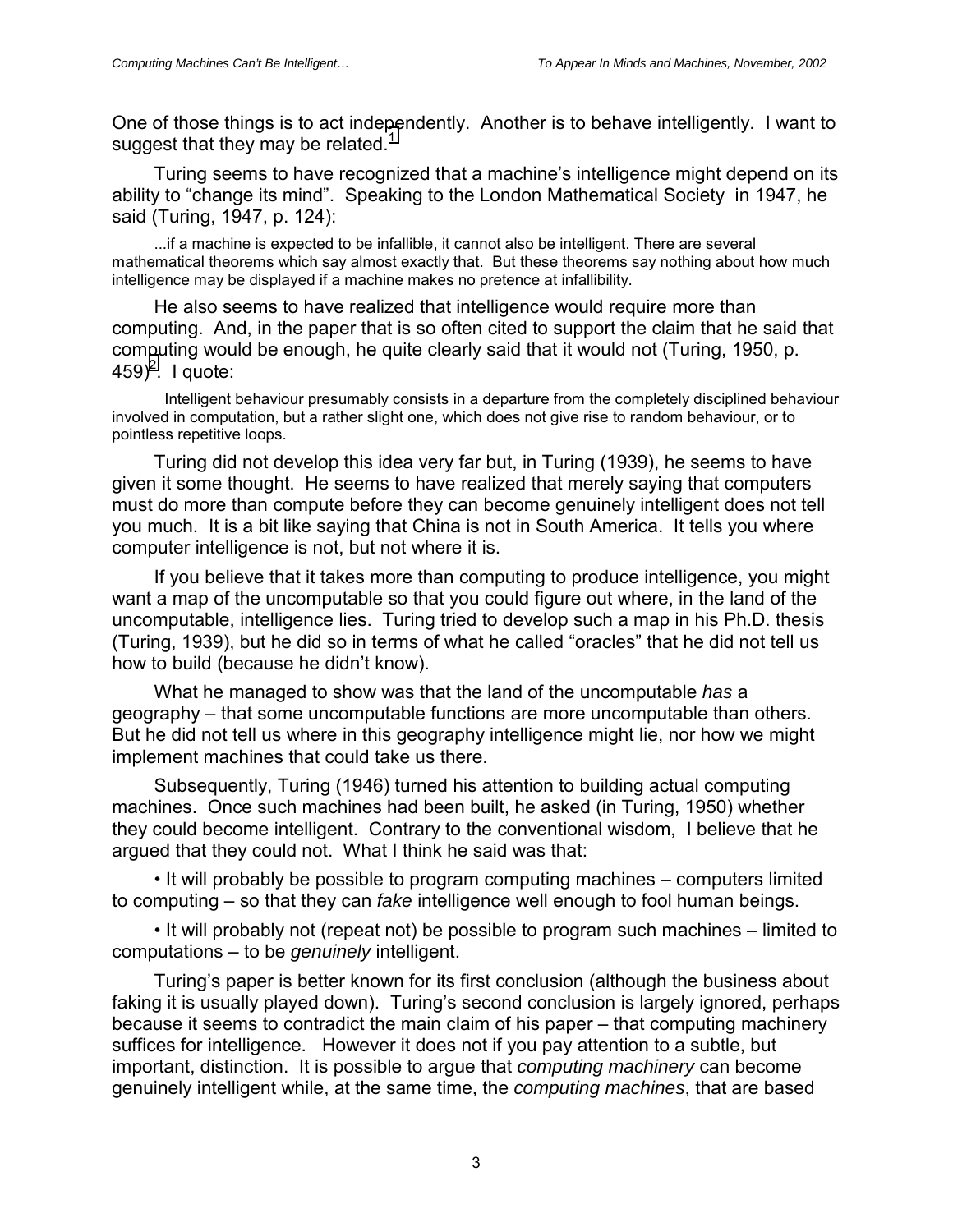One of those things is to act independently. Another is to behave intelligently. I want to suggest that they may be related.[1]

Turing seems to have recognized that a machine's intelligence might depend on its ability to "change its mind". Speaking to the London Mathematical Society in 1947, he said (Turing, 1947, p. 124):

> ...if a machine is expected to be infallible, it cannot also be intelligent. There are several mathematical theorems which say almost exactly that. But these theorems say nothing about how much intelligence may be displayed if a machine makes no pretence at infallibility.

He also seems to have realized that intelligence would require more than computing. And, in the paper that is so often cited to support the claim that he said that computing would be enough, he quite clearly said that it would not (Turing, 1950, p. 459)[2]. I quote:

> Intelligent behaviour presumably consists in a departure from the completely disciplined behaviour involved in computation, but a rather slight one, which does not give rise to random behaviour, or to pointless repetitive loops.

Turing did not develop this idea very far but, in Turing (1939), he seems to have given it some thought. He seems to have realized that merely saying that computers must do more than compute before they can become genuinely intelligent does not tell you much. It is a bit like saying that China is not in South America. It tells you where computer intelligence is not, but not where it is.

If you believe that it takes more than computing to produce intelligence, you might want a map of the uncomputable so that you could figure out where, in the land of the uncomputable, intelligence lies. Turing tried to develop such a map in his Ph.D. thesis (Turing, 1939), but he did so in terms of what he called "oracles" that he did not tell us how to build (because he didn't know).

What he managed to show was that the land of the uncomputable *has* a geography – that some uncomputable functions are more uncomputable than others. But he did not tell us where in this geography intelligence might lie, nor how we might implement machines that could take us there.

Subsequently, Turing (1946) turned his attention to building actual computing machines. Once such machines had been built, he asked (in Turing, 1950) whether they could become intelligent. Contrary to the conventional wisdom, I believe that he argued that they could not. What I think he said was that:

• It will probably be possible to program computing machines – computers limited to computing – so that they can *fake* intelligence well enough to fool human beings.

• It will probably not (repeat not) be possible to program such machines – limited to computations – to be *genuinely* intelligent.

Turing's paper is better known for its first conclusion (although the business about faking it is usually played down). Turing's second conclusion is largely ignored, perhaps because it seems to contradict the main claim of his paper – that computing machinery suffices for intelligence. However it does not if you pay attention to a subtle, but important, distinction. It is possible to argue that *computing machinery* can become genuinely intelligent while, at the same time, the *computing machines*, that are based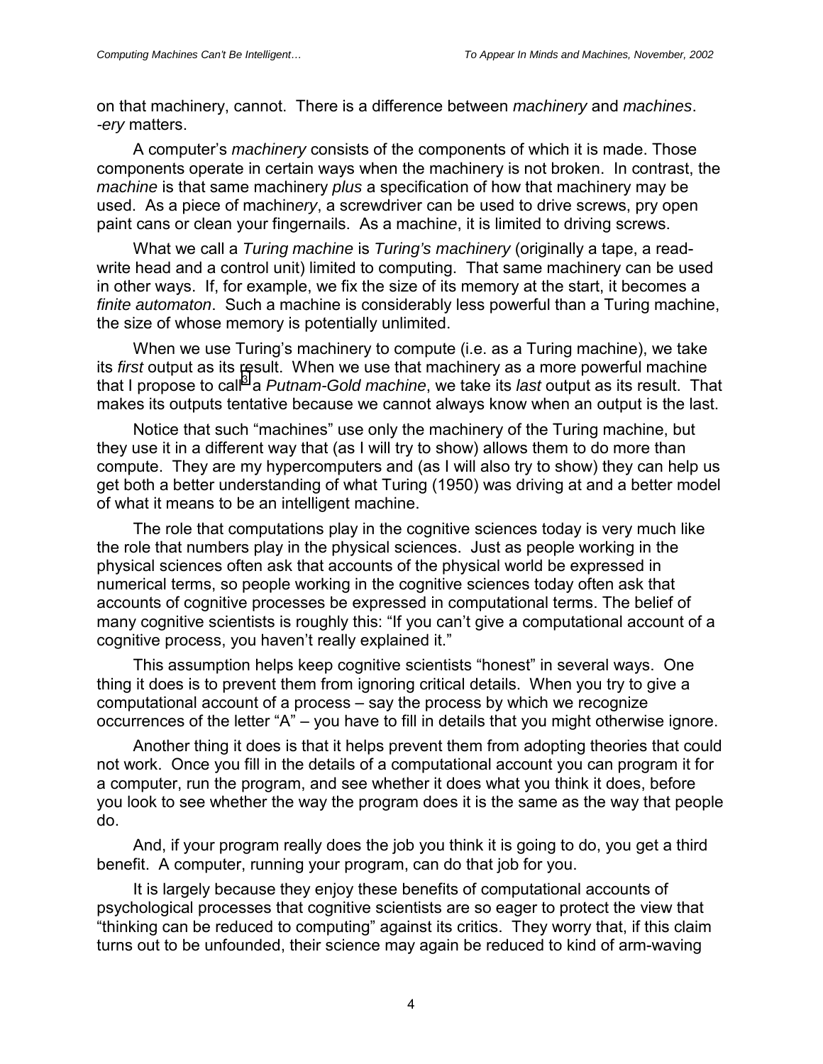on that machinery, cannot. There is a difference between *machinery* and *machines*. *-ery* matters.

A computer's *machinery* consists of the components of which it is made. Those components operate in certain ways when the machinery is not broken. In contrast, the *machine* is that same machinery *plus* a specification of how that machinery may be used. As a piece of machin*ery*, a screwdriver can be used to drive screws, pry open paint cans or clean your fingernails. As a machin*e*, it is limited to driving screws.

What we call a *Turing machine* is *Turing's machinery* (originally a tape, a read-write head and a control unit) limited to computing. That same machinery can be used in other ways. If, for example, we fix the size of its memory at the start, it becomes a *finite automaton*. Such a machine is considerably less powerful than a Turing machine, the size of whose memory is potentially unlimited.

When we use Turing's machinery to compute (i.e. as a Turing machine), we take its *first* output as its result. When we use that machinery as a more powerful machine that I propose to call[3] a *Putnam-Gold machine*, we take its *last* output as its result. That makes its outputs tentative because we cannot always know when an output is the last.

Notice that such "machines" use only the machinery of the Turing machine, but they use it in a different way that (as I will try to show) allows them to do more than compute. They are my hypercomputers and (as I will also try to show) they can help us get both a better understanding of what Turing (1950) was driving at and a better model of what it means to be an intelligent machine.

The role that computations play in the cognitive sciences today is very much like the role that numbers play in the physical sciences. Just as people working in the physical sciences often ask that accounts of the physical world be expressed in numerical terms, so people working in the cognitive sciences today often ask that accounts of cognitive processes be expressed in computational terms. The belief of many cognitive scientists is roughly this: "If you can't give a computational account of a cognitive process, you haven't really explained it."

This assumption helps keep cognitive scientists "honest" in several ways. One thing it does is to prevent them from ignoring critical details. When you try to give a computational account of a process – say the process by which we recognize occurrences of the letter "A" – you have to fill in details that you might otherwise ignore.

Another thing it does is that it helps prevent them from adopting theories that could not work. Once you fill in the details of a computational account you can program it for a computer, run the program, and see whether it does what you think it does, before you look to see whether the way the program does it is the same as the way that people do.

And, if your program really does the job you think it is going to do, you get a third benefit. A computer, running your program, can do that job for you.

It is largely because they enjoy these benefits of computational accounts of psychological processes that cognitive scientists are so eager to protect the view that "thinking can be reduced to computing" against its critics. They worry that, if this claim turns out to be unfounded, their science may again be reduced to kind of arm-waving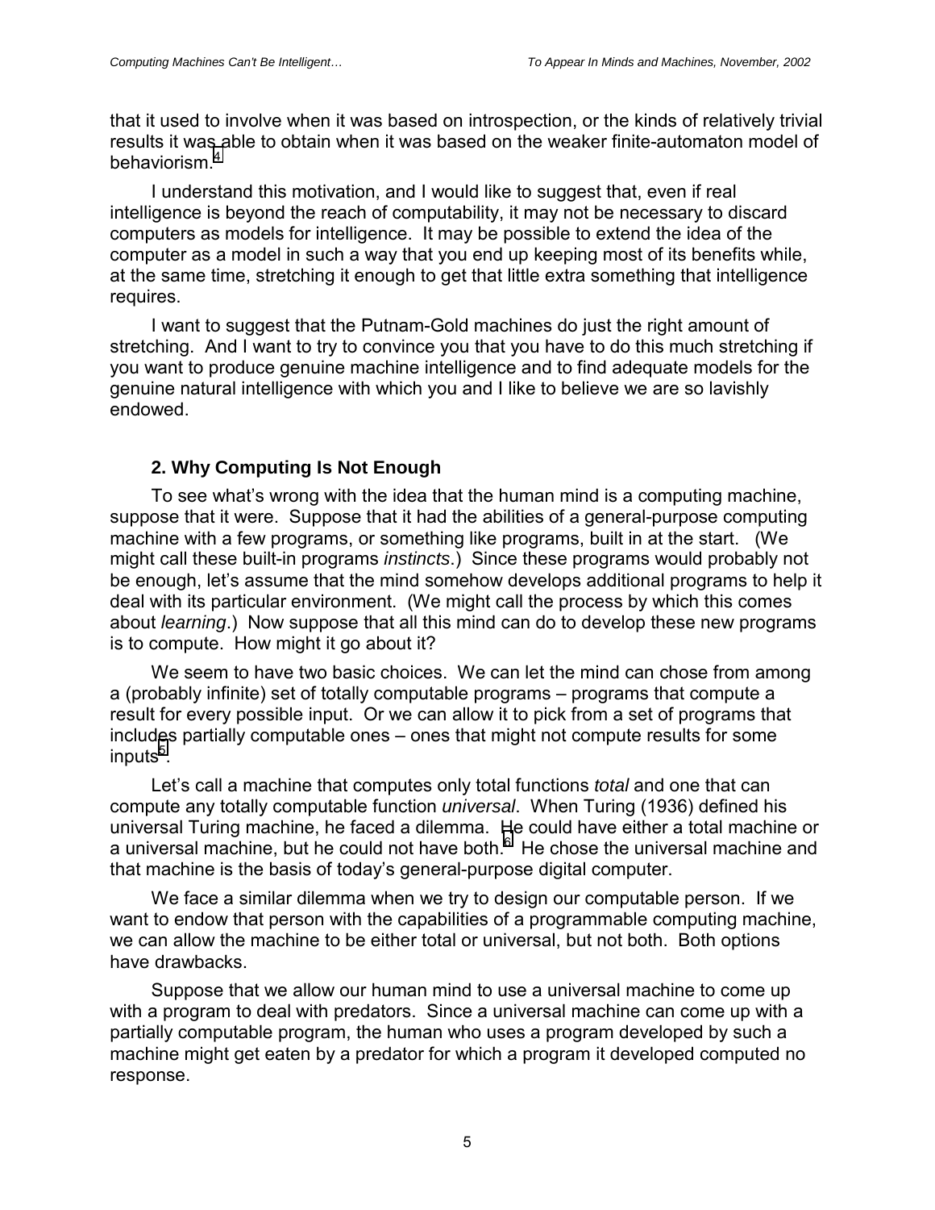that it used to involve when it was based on introspection, or the kinds of relatively trivial results it was able to obtain when it was based on the weaker finite-automaton model of behaviorism.[4]

I understand this motivation, and I would like to suggest that, even if real intelligence is beyond the reach of computability, it may not be necessary to discard computers as models for intelligence. It may be possible to extend the idea of the computer as a model in such a way that you end up keeping most of its benefits while, at the same time, stretching it enough to get that little extra something that intelligence requires.

I want to suggest that the Putnam-Gold machines do just the right amount of stretching. And I want to try to convince you that you have to do this much stretching if you want to produce genuine machine intelligence and to find adequate models for the genuine natural intelligence with which you and I like to believe we are so lavishly endowed.

## 2. Why Computing Is Not Enough

To see what's wrong with the idea that the human mind is a computing machine, suppose that it were. Suppose that it had the abilities of a general-purpose computing machine with a few programs, or something like programs, built in at the start. (We might call these built-in programs *instincts*.) Since these programs would probably not be enough, let's assume that the mind somehow develops additional programs to help it deal with its particular environment. (We might call the process by which this comes about *learning*.) Now suppose that all this mind can do to develop these new programs is to compute. How might it go about it?

We seem to have two basic choices. We can let the mind can chose from among a (probably infinite) set of totally computable programs – programs that compute a result for every possible input. Or we can allow it to pick from a set of programs that includes partially computable ones – ones that might not compute results for some inputs[5].

Let's call a machine that computes only total functions *total* and one that can compute any totally computable function *universal*. When Turing (1936) defined his universal Turing machine, he faced a dilemma. He could have either a total machine or a universal machine, but he could not have both.[6] He chose the universal machine and that machine is the basis of today's general-purpose digital computer.

We face a similar dilemma when we try to design our computable person. If we want to endow that person with the capabilities of a programmable computing machine, we can allow the machine to be either total or universal, but not both. Both options have drawbacks.

Suppose that we allow our human mind to use a universal machine to come up with a program to deal with predators. Since a universal machine can come up with a partially computable program, the human who uses a program developed by such a machine might get eaten by a predator for which a program it developed computed no response.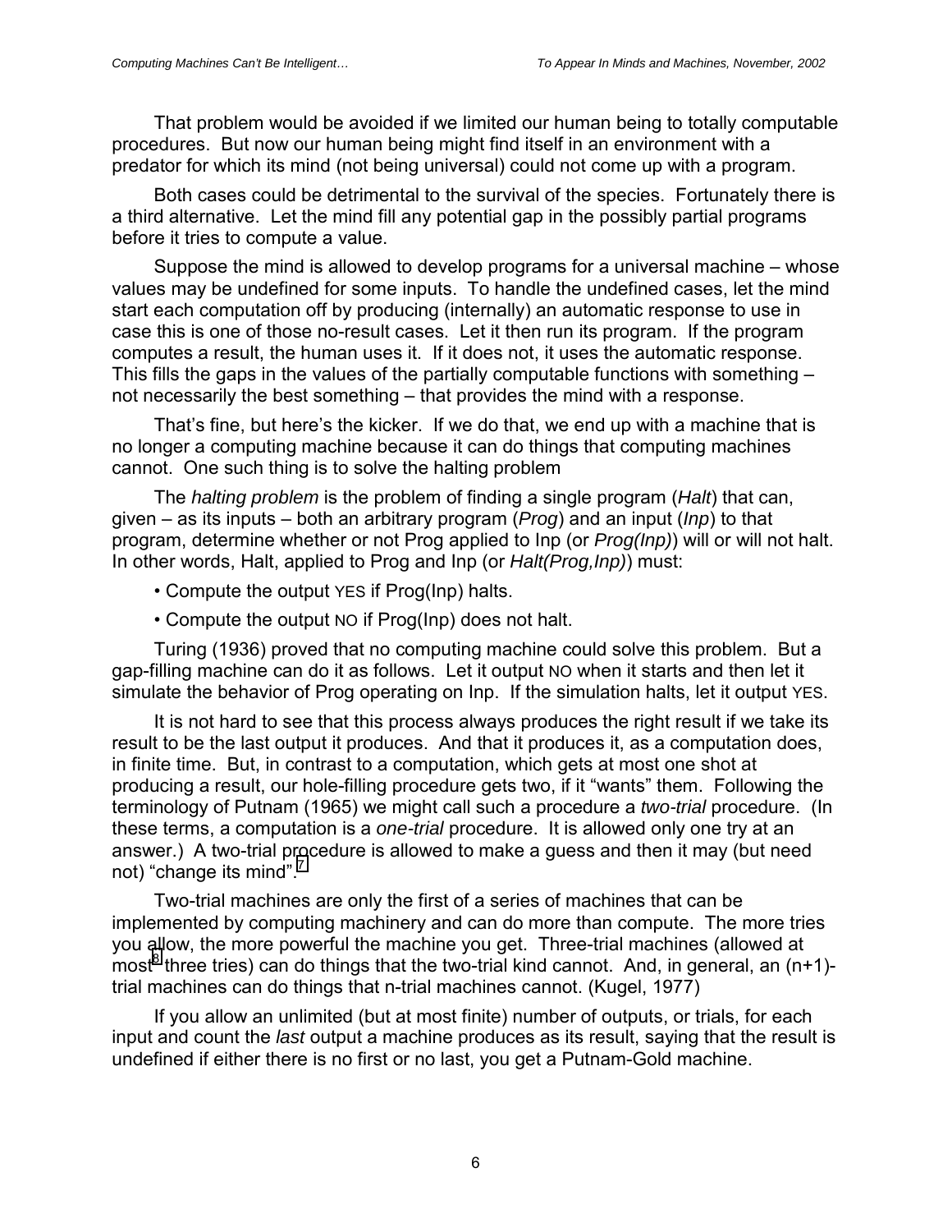That problem would be avoided if we limited our human being to totally computable procedures. But now our human being might find itself in an environment with a predator for which its mind (not being universal) could not come up with a program.

Both cases could be detrimental to the survival of the species. Fortunately there is a third alternative. Let the mind fill any potential gap in the possibly partial programs before it tries to compute a value.

Suppose the mind is allowed to develop programs for a universal machine – whose values may be undefined for some inputs. To handle the undefined cases, let the mind start each computation off by producing (internally) an automatic response to use in case this is one of those no-result cases. Let it then run its program. If the program computes a result, the human uses it. If it does not, it uses the automatic response. This fills the gaps in the values of the partially computable functions with something – not necessarily the best something – that provides the mind with a response.

That's fine, but here's the kicker. If we do that, we end up with a machine that is no longer a computing machine because it can do things that computing machines cannot. One such thing is to solve the halting problem

The *halting problem* is the problem of finding a single program (*Halt*) that can, given – as its inputs – both an arbitrary program (*Prog*) and an input (*Inp*) to that program, determine whether or not Prog applied to Inp (or *Prog(Inp)*) will or will not halt. In other words, Halt, applied to Prog and Inp (or *Halt(Prog,Inp)*) must:

- Compute the output YES if Prog(Inp) halts.
- Compute the output NO if Prog(Inp) does not halt.

Turing (1936) proved that no computing machine could solve this problem. But a gap-filling machine can do it as follows. Let it output NO when it starts and then let it simulate the behavior of Prog operating on Inp. If the simulation halts, let it output YES.

It is not hard to see that this process always produces the right result if we take its result to be the last output it produces. And that it produces it, as a computation does, in finite time. But, in contrast to a computation, which gets at most one shot at producing a result, our hole-filling procedure gets two, if it "wants" them. Following the terminology of Putnam (1965) we might call such a procedure a *two-trial* procedure. (In these terms, a computation is a *one-trial* procedure. It is allowed only one try at an answer.) A two-trial procedure is allowed to make a guess and then it may (but need not) "change its mind".[7]

Two-trial machines are only the first of a series of machines that can be implemented by computing machinery and can do more than compute. The more tries you allow, the more powerful the machine you get. Three-trial machines (allowed at most[8] three tries) can do things that the two-trial kind cannot. And, in general, an (n+1)-trial machines can do things that n-trial machines cannot. (Kugel, 1977)

If you allow an unlimited (but at most finite) number of outputs, or trials, for each input and count the *last* output a machine produces as its result, saying that the result is undefined if either there is no first or no last, you get a Putnam-Gold machine.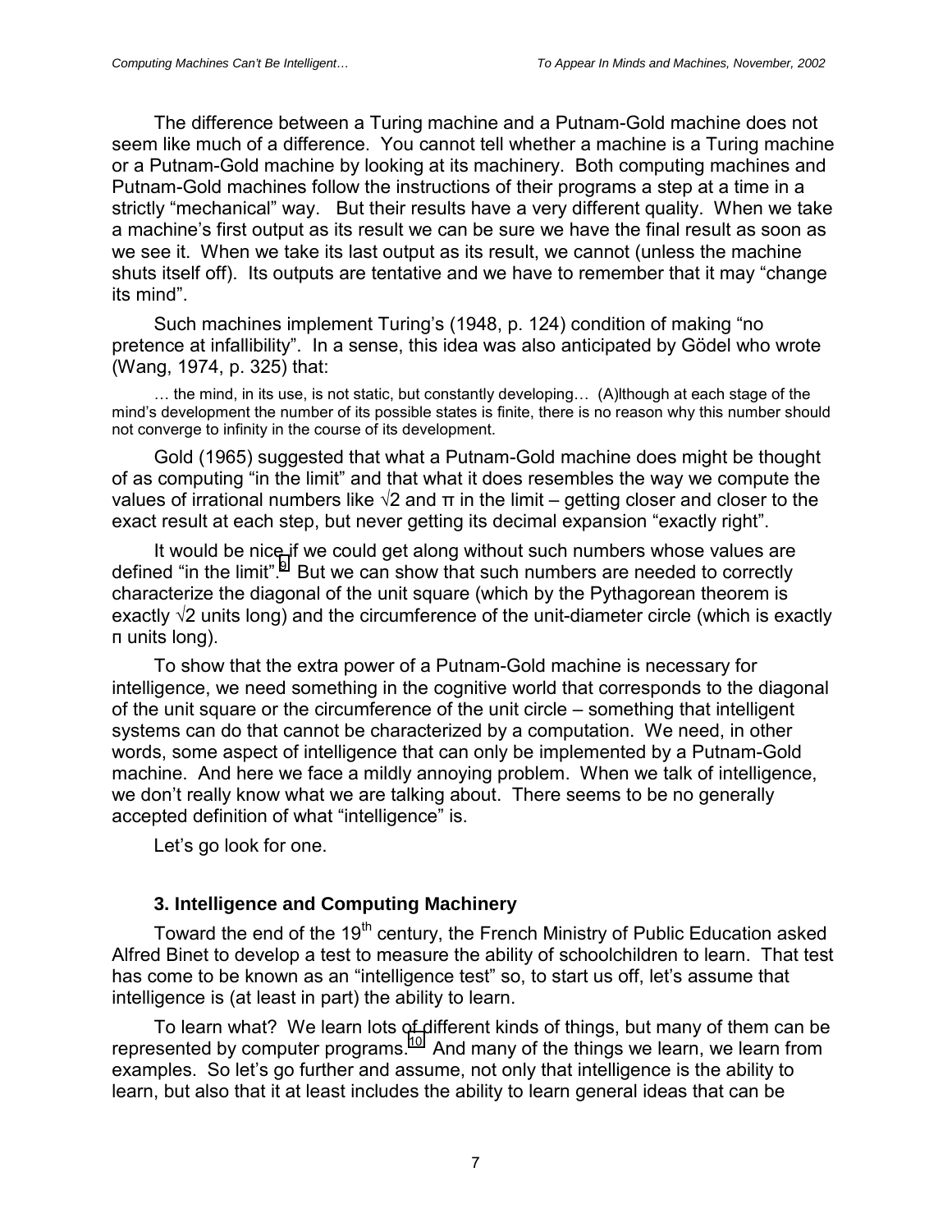The difference between a Turing machine and a Putnam-Gold machine does not seem like much of a difference. You cannot tell whether a machine is a Turing machine or a Putnam-Gold machine by looking at its machinery. Both computing machines and Putnam-Gold machines follow the instructions of their programs a step at a time in a strictly "mechanical" way. But their results have a very different quality. When we take a machine's first output as its result we can be sure we have the final result as soon as we see it. When we take its last output as its result, we cannot (unless the machine shuts itself off). Its outputs are tentative and we have to remember that it may "change its mind".

Such machines implement Turing's (1948, p. 124) condition of making "no pretence at infallibility". In a sense, this idea was also anticipated by Gödel who wrote (Wang, 1974, p. 325) that:

> … the mind, in its use, is not static, but constantly developing… (A)lthough at each stage of the mind's development the number of its possible states is finite, there is no reason why this number should not converge to infinity in the course of its development.

Gold (1965) suggested that what a Putnam-Gold machine does might be thought of as computing "in the limit" and that what it does resembles the way we compute the values of irrational numbers like √2 and π in the limit – getting closer and closer to the exact result at each step, but never getting its decimal expansion "exactly right".

It would be nice if we could get along without such numbers whose values are defined "in the limit".[9] But we can show that such numbers are needed to correctly characterize the diagonal of the unit square (which by the Pythagorean theorem is exactly √2 units long) and the circumference of the unit-diameter circle (which is exactly π units long).

To show that the extra power of a Putnam-Gold machine is necessary for intelligence, we need something in the cognitive world that corresponds to the diagonal of the unit square or the circumference of the unit circle – something that intelligent systems can do that cannot be characterized by a computation. We need, in other words, some aspect of intelligence that can only be implemented by a Putnam-Gold machine. And here we face a mildly annoying problem. When we talk of intelligence, we don't really know what we are talking about. There seems to be no generally accepted definition of what "intelligence" is.

Let's go look for one.

### 3. Intelligence and Computing Machinery

Toward the end of the 19th century, the French Ministry of Public Education asked Alfred Binet to develop a test to measure the ability of schoolchildren to learn. That test has come to be known as an "intelligence test" so, to start us off, let's assume that intelligence is (at least in part) the ability to learn.

To learn what? We learn lots of different kinds of things, but many of them can be represented by computer programs.[10] And many of the things we learn, we learn from examples. So let's go further and assume, not only that intelligence is the ability to learn, but also that it at least includes the ability to learn general ideas that can be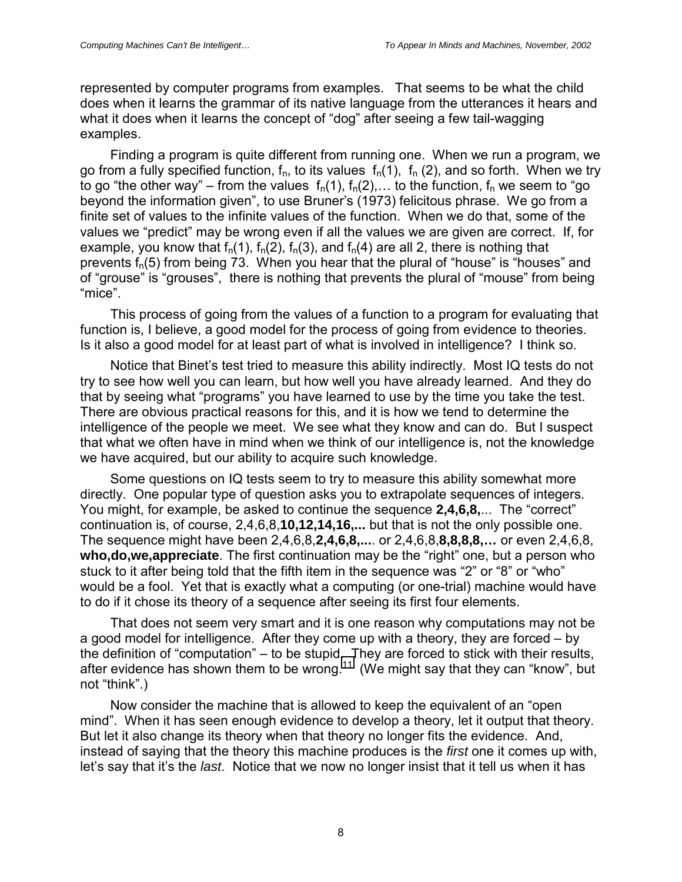represented by computer programs from examples. That seems to be what the child does when it learns the grammar of its native language from the utterances it hears and what it does when it learns the concept of "dog" after seeing a few tail-wagging examples.

Finding a program is quite different from running one. When we run a program, we go from a fully specified function, $f_n$, to its values $f_n(1)$, $f_n(2)$, and so forth. When we try to go "the other way" – from the values $f_n(1)$, $f_n(2)$,… to the function, $f_n$ we seem to "go beyond the information given", to use Bruner's (1973) felicitous phrase. We go from a finite set of values to the infinite values of the function. When we do that, some of the values we "predict" may be wrong even if all the values we are given are correct. If, for example, you know that $f_n(1)$, $f_n(2)$, $f_n(3)$, and $f_n(4)$ are all 2, there is nothing that prevents $f_n(5)$ from being 73. When you hear that the plural of "house" is "houses" and of "grouse" is "grouses", there is nothing that prevents the plural of "mouse" from being "mice".

This process of going from the values of a function to a program for evaluating that function is, I believe, a good model for the process of going from evidence to theories. Is it also a good model for at least part of what is involved in intelligence? I think so.

Notice that Binet's test tried to measure this ability indirectly. Most IQ tests do not try to see how well you can learn, but how well you have already learned. And they do that by seeing what "programs" you have learned to use by the time you take the test. There are obvious practical reasons for this, and it is how we tend to determine the intelligence of the people we meet. We see what they know and can do. But I suspect that what we often have in mind when we think of our intelligence is, not the knowledge we have acquired, but our ability to acquire such knowledge.

Some questions on IQ tests seem to try to measure this ability somewhat more directly. One popular type of question asks you to extrapolate sequences of integers. You might, for example, be asked to continue the sequence **2,4,6,8,**... The "correct" continuation is, of course, 2,4,6,8,**10,12,14,16,...** but that is not the only possible one. The sequence might have been 2,4,6,8,**2,4,6,8,...**. or 2,4,6,8,**8,8,8,8,…** or even 2,4,6,8, **who,do,we,appreciate**. The first continuation may be the "right" one, but a person who stuck to it after being told that the fifth item in the sequence was "2" or "8" or "who" would be a fool. Yet that is exactly what a computing (or one-trial) machine would have to do if it chose its theory of a sequence after seeing its first four elements.

That does not seem very smart and it is one reason why computations may not be a good model for intelligence. After they come up with a theory, they are forced – by the definition of "computation" – to be stupid. They are forced to stick with their results, after evidence has shown them to be wrong.[11] (We might say that they can "know", but not "think".)

Now consider the machine that is allowed to keep the equivalent of an "open mind". When it has seen enough evidence to develop a theory, let it output that theory. But let it also change its theory when that theory no longer fits the evidence. And, instead of saying that the theory this machine produces is the *first* one it comes up with, let's say that it's the *last*. Notice that we now no longer insist that it tell us when it has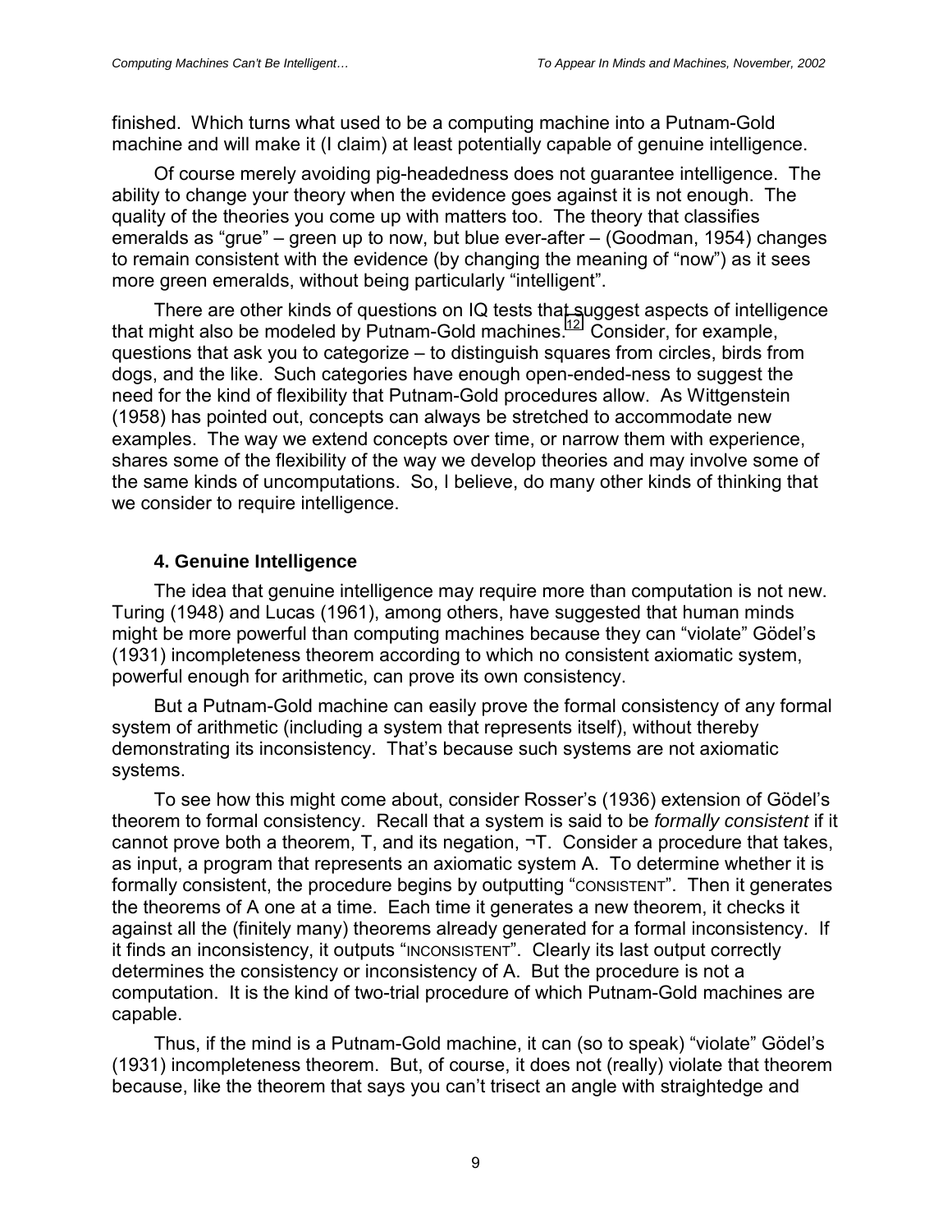finished. Which turns what used to be a computing machine into a Putnam-Gold machine and will make it (I claim) at least potentially capable of genuine intelligence.

Of course merely avoiding pig-headedness does not guarantee intelligence. The ability to change your theory when the evidence goes against it is not enough. The quality of the theories you come up with matters too. The theory that classifies emeralds as "grue" – green up to now, but blue ever-after – (Goodman, 1954) changes to remain consistent with the evidence (by changing the meaning of "now") as it sees more green emeralds, without being particularly "intelligent".

There are other kinds of questions on IQ tests that suggest aspects of intelligence that might also be modeled by Putnam-Gold machines.[12] Consider, for example, questions that ask you to categorize – to distinguish squares from circles, birds from dogs, and the like. Such categories have enough open-ended-ness to suggest the need for the kind of flexibility that Putnam-Gold procedures allow. As Wittgenstein (1958) has pointed out, concepts can always be stretched to accommodate new examples. The way we extend concepts over time, or narrow them with experience, shares some of the flexibility of the way we develop theories and may involve some of the same kinds of uncomputations. So, I believe, do many other kinds of thinking that we consider to require intelligence.

### 4. Genuine Intelligence

The idea that genuine intelligence may require more than computation is not new. Turing (1948) and Lucas (1961), among others, have suggested that human minds might be more powerful than computing machines because they can "violate" Gödel's (1931) incompleteness theorem according to which no consistent axiomatic system, powerful enough for arithmetic, can prove its own consistency.

But a Putnam-Gold machine can easily prove the formal consistency of any formal system of arithmetic (including a system that represents itself), without thereby demonstrating its inconsistency. That's because such systems are not axiomatic systems.

To see how this might come about, consider Rosser's (1936) extension of Gödel's theorem to formal consistency. Recall that a system is said to be *formally consistent* if it cannot prove both a theorem, T, and its negation, ¬T. Consider a procedure that takes, as input, a program that represents an axiomatic system A. To determine whether it is formally consistent, the procedure begins by outputting "CONSISTENT". Then it generates the theorems of A one at a time. Each time it generates a new theorem, it checks it against all the (finitely many) theorems already generated for a formal inconsistency. If it finds an inconsistency, it outputs "INCONSISTENT". Clearly its last output correctly determines the consistency or inconsistency of A. But the procedure is not a computation. It is the kind of two-trial procedure of which Putnam-Gold machines are capable.

Thus, if the mind is a Putnam-Gold machine, it can (so to speak) "violate" Gödel's (1931) incompleteness theorem. But, of course, it does not (really) violate that theorem because, like the theorem that says you can't trisect an angle with straightedge and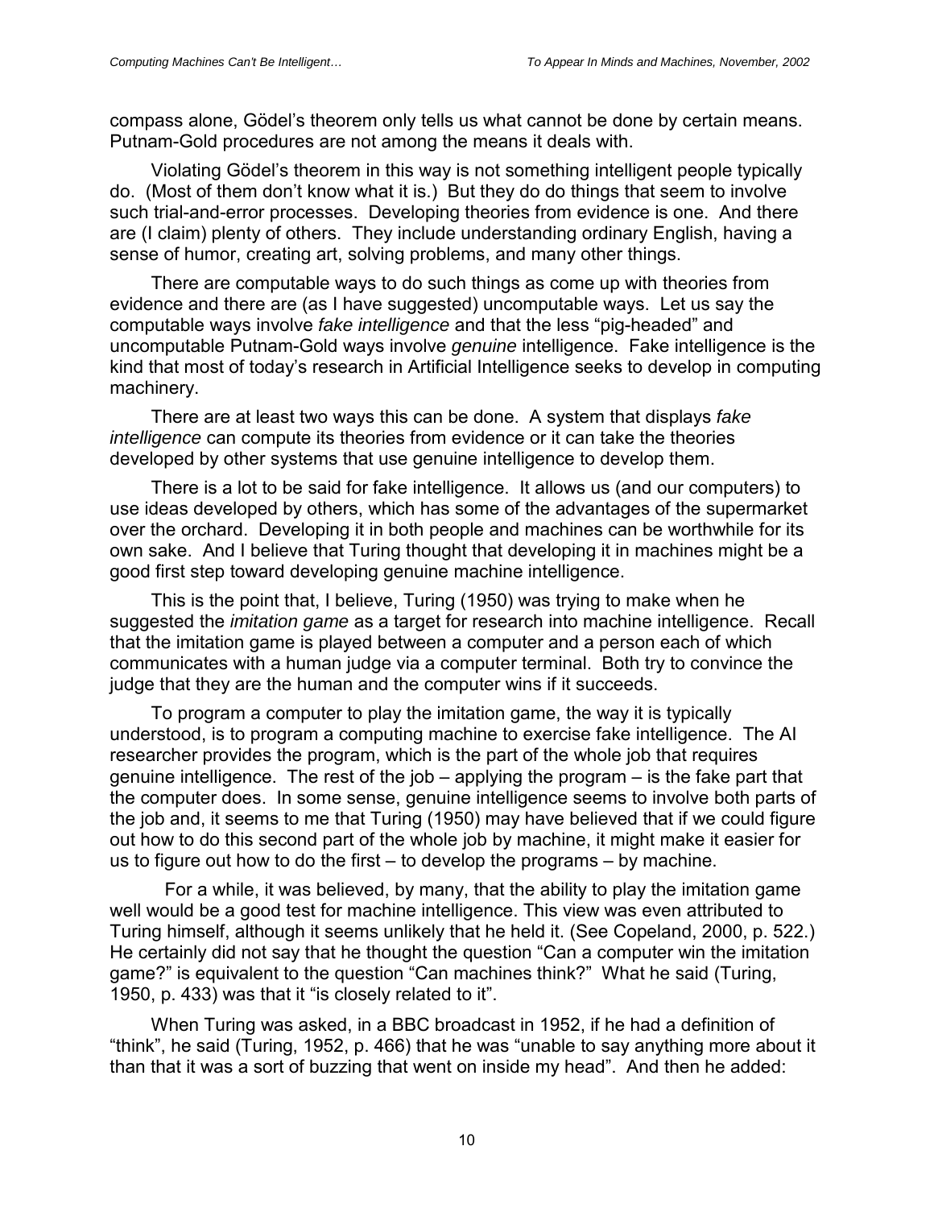compass alone, Gödel's theorem only tells us what cannot be done by certain means. Putnam-Gold procedures are not among the means it deals with.

Violating Gödel's theorem in this way is not something intelligent people typically do. (Most of them don't know what it is.) But they do do things that seem to involve such trial-and-error processes. Developing theories from evidence is one. And there are (I claim) plenty of others. They include understanding ordinary English, having a sense of humor, creating art, solving problems, and many other things.

There are computable ways to do such things as come up with theories from evidence and there are (as I have suggested) uncomputable ways. Let us say the computable ways involve *fake intelligence* and that the less "pig-headed" and uncomputable Putnam-Gold ways involve *genuine* intelligence. Fake intelligence is the kind that most of today's research in Artificial Intelligence seeks to develop in computing machinery.

There are at least two ways this can be done. A system that displays *fake intelligence* can compute its theories from evidence or it can take the theories developed by other systems that use genuine intelligence to develop them.

There is a lot to be said for fake intelligence. It allows us (and our computers) to use ideas developed by others, which has some of the advantages of the supermarket over the orchard. Developing it in both people and machines can be worthwhile for its own sake. And I believe that Turing thought that developing it in machines might be a good first step toward developing genuine machine intelligence.

This is the point that, I believe, Turing (1950) was trying to make when he suggested the *imitation game* as a target for research into machine intelligence. Recall that the imitation game is played between a computer and a person each of which communicates with a human judge via a computer terminal. Both try to convince the judge that they are the human and the computer wins if it succeeds.

To program a computer to play the imitation game, the way it is typically understood, is to program a computing machine to exercise fake intelligence. The AI researcher provides the program, which is the part of the whole job that requires genuine intelligence. The rest of the job – applying the program – is the fake part that the computer does. In some sense, genuine intelligence seems to involve both parts of the job and, it seems to me that Turing (1950) may have believed that if we could figure out how to do this second part of the whole job by machine, it might make it easier for us to figure out how to do the first – to develop the programs – by machine.

For a while, it was believed, by many, that the ability to play the imitation game well would be a good test for machine intelligence. This view was even attributed to Turing himself, although it seems unlikely that he held it. (See Copeland, 2000, p. 522.) He certainly did not say that he thought the question "Can a computer win the imitation game?" is equivalent to the question "Can machines think?" What he said (Turing, 1950, p. 433) was that it "is closely related to it".

When Turing was asked, in a BBC broadcast in 1952, if he had a definition of "think", he said (Turing, 1952, p. 466) that he was "unable to say anything more about it than that it was a sort of buzzing that went on inside my head". And then he added: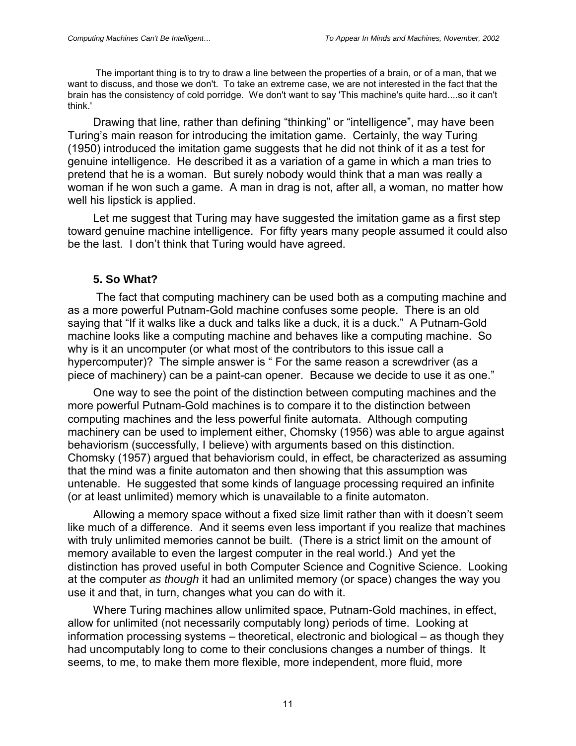The important thing is to try to draw a line between the properties of a brain, or of a man, that we want to discuss, and those we don't. To take an extreme case, we are not interested in the fact that the brain has the consistency of cold porridge. We don't want to say 'This machine's quite hard....so it can't think.'

Drawing that line, rather than defining "thinking" or "intelligence", may have been Turing's main reason for introducing the imitation game. Certainly, the way Turing (1950) introduced the imitation game suggests that he did not think of it as a test for genuine intelligence. He described it as a variation of a game in which a man tries to pretend that he is a woman. But surely nobody would think that a man was really a woman if he won such a game. A man in drag is not, after all, a woman, no matter how well his lipstick is applied.

Let me suggest that Turing may have suggested the imitation game as a first step toward genuine machine intelligence. For fifty years many people assumed it could also be the last. I don't think that Turing would have agreed.

### 5. So What?

The fact that computing machinery can be used both as a computing machine and as a more powerful Putnam-Gold machine confuses some people. There is an old saying that "If it walks like a duck and talks like a duck, it is a duck." A Putnam-Gold machine looks like a computing machine and behaves like a computing machine. So why is it an uncomputer (or what most of the contributors to this issue call a hypercomputer)? The simple answer is " For the same reason a screwdriver (as a piece of machinery) can be a paint-can opener. Because we decide to use it as one."

One way to see the point of the distinction between computing machines and the more powerful Putnam-Gold machines is to compare it to the distinction between computing machines and the less powerful finite automata. Although computing machinery can be used to implement either, Chomsky (1956) was able to argue against behaviorism (successfully, I believe) with arguments based on this distinction. Chomsky (1957) argued that behaviorism could, in effect, be characterized as assuming that the mind was a finite automaton and then showing that this assumption was untenable. He suggested that some kinds of language processing required an infinite (or at least unlimited) memory which is unavailable to a finite automaton.

Allowing a memory space without a fixed size limit rather than with it doesn't seem like much of a difference. And it seems even less important if you realize that machines with truly unlimited memories cannot be built. (There is a strict limit on the amount of memory available to even the largest computer in the real world.) And yet the distinction has proved useful in both Computer Science and Cognitive Science. Looking at the computer *as though* it had an unlimited memory (or space) changes the way you use it and that, in turn, changes what you can do with it.

Where Turing machines allow unlimited space, Putnam-Gold machines, in effect, allow for unlimited (not necessarily computably long) periods of time. Looking at information processing systems – theoretical, electronic and biological – as though they had uncomputably long to come to their conclusions changes a number of things. It seems, to me, to make them more flexible, more independent, more fluid, more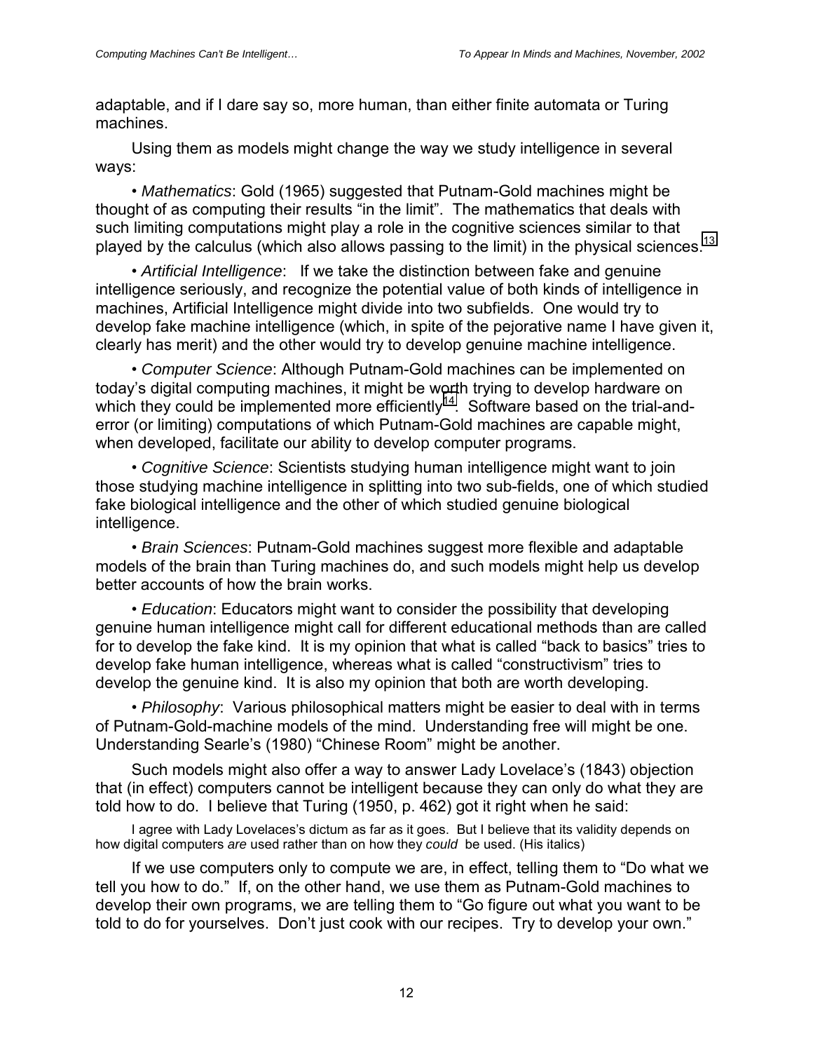adaptable, and if I dare say so, more human, than either finite automata or Turing machines.

Using them as models might change the way we study intelligence in several ways:

• *Mathematics*: Gold (1965) suggested that Putnam-Gold machines might be thought of as computing their results "in the limit". The mathematics that deals with such limiting computations might play a role in the cognitive sciences similar to that played by the calculus (which also allows passing to the limit) in the physical sciences.[13]

• *Artificial Intelligence*: If we take the distinction between fake and genuine intelligence seriously, and recognize the potential value of both kinds of intelligence in machines, Artificial Intelligence might divide into two subfields. One would try to develop fake machine intelligence (which, in spite of the pejorative name I have given it, clearly has merit) and the other would try to develop genuine machine intelligence.

• *Computer Science*: Although Putnam-Gold machines can be implemented on today's digital computing machines, it might be worth trying to develop hardware on which they could be implemented more efficiently[14]. Software based on the trial-and-error (or limiting) computations of which Putnam-Gold machines are capable might, when developed, facilitate our ability to develop computer programs.

• *Cognitive Science*: Scientists studying human intelligence might want to join those studying machine intelligence in splitting into two sub-fields, one of which studied fake biological intelligence and the other of which studied genuine biological intelligence.

• *Brain Sciences*: Putnam-Gold machines suggest more flexible and adaptable models of the brain than Turing machines do, and such models might help us develop better accounts of how the brain works.

• *Education*: Educators might want to consider the possibility that developing genuine human intelligence might call for different educational methods than are called for to develop the fake kind. It is my opinion that what is called "back to basics" tries to develop fake human intelligence, whereas what is called "constructivism" tries to develop the genuine kind. It is also my opinion that both are worth developing.

• *Philosophy*: Various philosophical matters might be easier to deal with in terms of Putnam-Gold-machine models of the mind. Understanding free will might be one. Understanding Searle's (1980) "Chinese Room" might be another.

Such models might also offer a way to answer Lady Lovelace's (1843) objection that (in effect) computers cannot be intelligent because they can only do what they are told how to do. I believe that Turing (1950, p. 462) got it right when he said:

> I agree with Lady Lovelaces's dictum as far as it goes. But I believe that its validity depends on how digital computers *are* used rather than on how they *could* be used. (His italics)

If we use computers only to compute we are, in effect, telling them to "Do what we tell you how to do." If, on the other hand, we use them as Putnam-Gold machines to develop their own programs, we are telling them to "Go figure out what you want to be told to do for yourselves. Don't just cook with our recipes. Try to develop your own."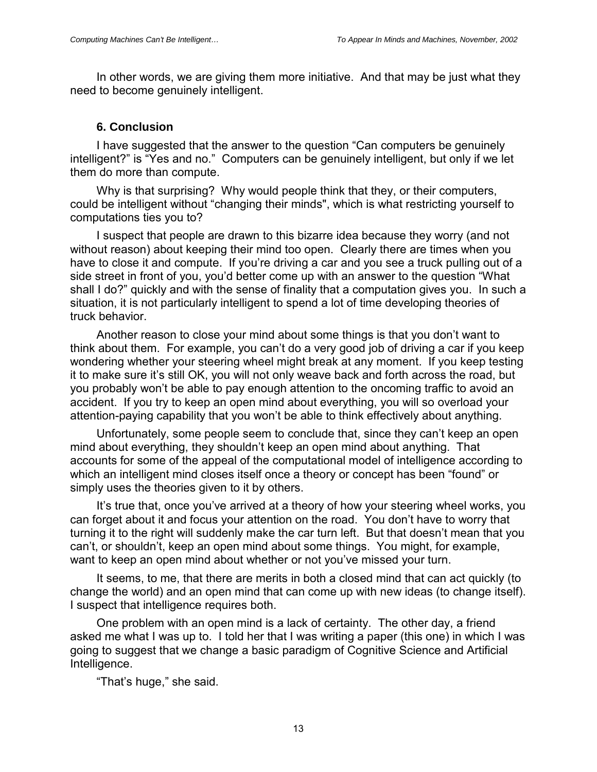In other words, we are giving them more initiative. And that may be just what they need to become genuinely intelligent.

### 6. Conclusion

I have suggested that the answer to the question “Can computers be genuinely intelligent?” is “Yes and no.” Computers can be genuinely intelligent, but only if we let them do more than compute.

Why is that surprising? Why would people think that they, or their computers, could be intelligent without “changing their minds", which is what restricting yourself to computations ties you to?

I suspect that people are drawn to this bizarre idea because they worry (and not without reason) about keeping their mind too open. Clearly there are times when you have to close it and compute. If you’re driving a car and you see a truck pulling out of a side street in front of you, you’d better come up with an answer to the question “What shall I do?” quickly and with the sense of finality that a computation gives you. In such a situation, it is not particularly intelligent to spend a lot of time developing theories of truck behavior.

Another reason to close your mind about some things is that you don’t want to think about them. For example, you can’t do a very good job of driving a car if you keep wondering whether your steering wheel might break at any moment. If you keep testing it to make sure it’s still OK, you will not only weave back and forth across the road, but you probably won’t be able to pay enough attention to the oncoming traffic to avoid an accident. If you try to keep an open mind about everything, you will so overload your attention-paying capability that you won’t be able to think effectively about anything.

Unfortunately, some people seem to conclude that, since they can’t keep an open mind about everything, they shouldn’t keep an open mind about anything. That accounts for some of the appeal of the computational model of intelligence according to which an intelligent mind closes itself once a theory or concept has been “found” or simply uses the theories given to it by others.

It’s true that, once you’ve arrived at a theory of how your steering wheel works, you can forget about it and focus your attention on the road. You don’t have to worry that turning it to the right will suddenly make the car turn left. But that doesn’t mean that you can’t, or shouldn’t, keep an open mind about some things. You might, for example, want to keep an open mind about whether or not you’ve missed your turn.

It seems, to me, that there are merits in both a closed mind that can act quickly (to change the world) and an open mind that can come up with new ideas (to change itself). I suspect that intelligence requires both.

One problem with an open mind is a lack of certainty. The other day, a friend asked me what I was up to. I told her that I was writing a paper (this one) in which I was going to suggest that we change a basic paradigm of Cognitive Science and Artificial Intelligence.

“That’s huge,” she said.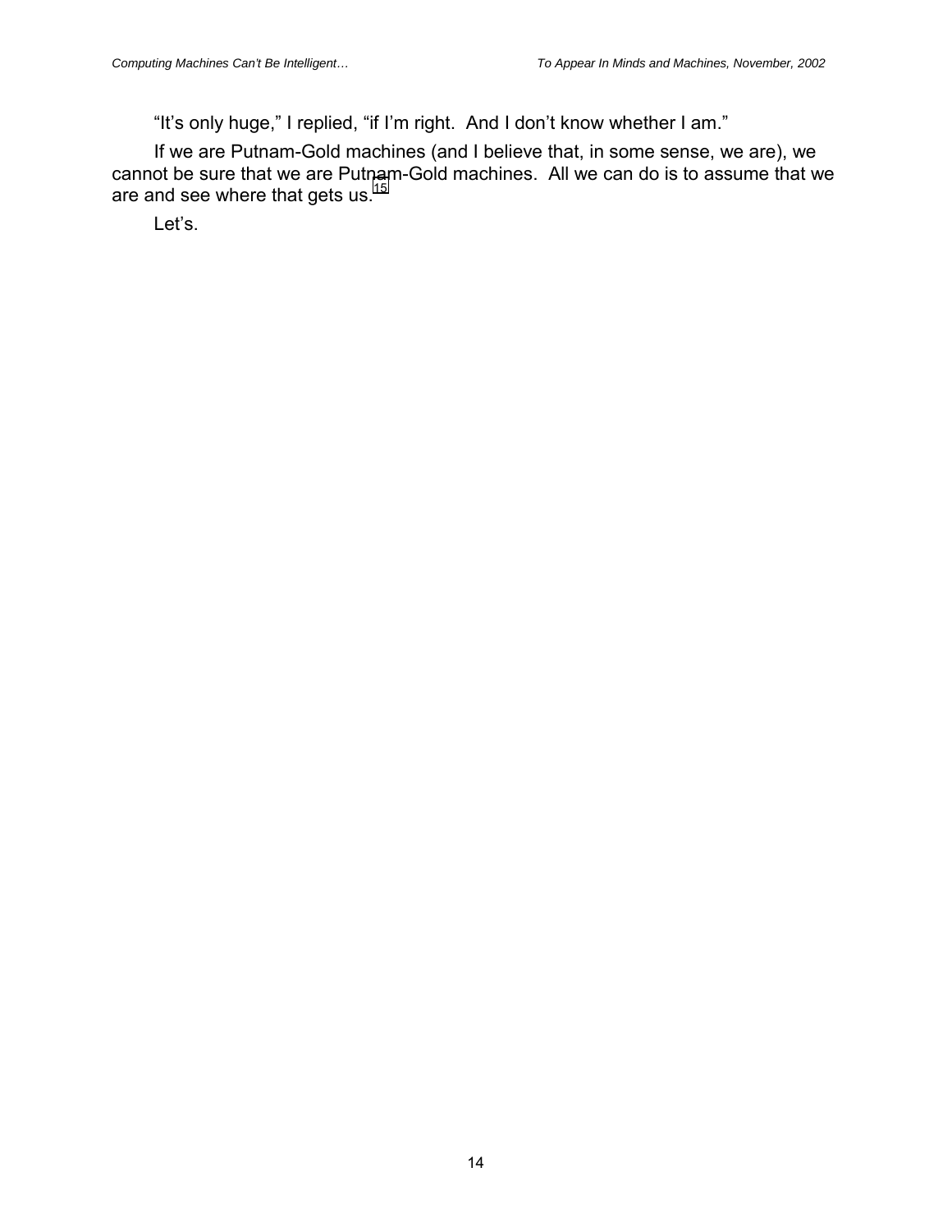"It's only huge," I replied, "if I'm right.  And I don't know whether I am."

If we are Putnam-Gold machines (and I believe that, in some sense, we are), we cannot be sure that we are Putnam-Gold machines.  All we can do is to assume that we are and see where that gets us.[15]

Let's.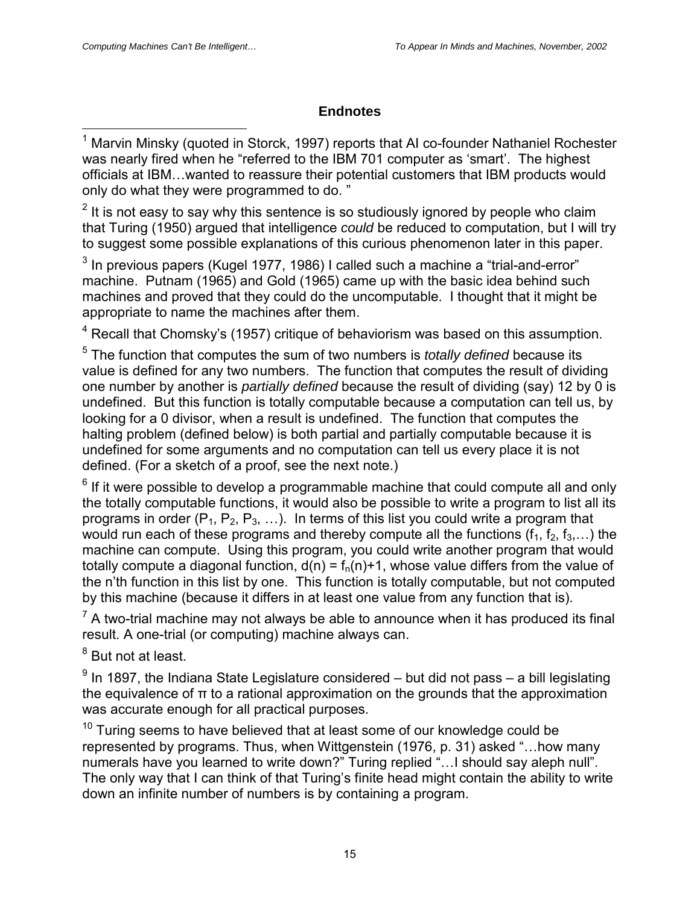## Endnotes

[1] Marvin Minsky (quoted in Storck, 1997) reports that AI co-founder Nathaniel Rochester was nearly fired when he "referred to the IBM 701 computer as 'smart'. The highest officials at IBM…wanted to reassure their potential customers that IBM products would only do what they were programmed to do. "

[2] It is not easy to say why this sentence is so studiously ignored by people who claim that Turing (1950) argued that intelligence *could* be reduced to computation, but I will try to suggest some possible explanations of this curious phenomenon later in this paper.

[3] In previous papers (Kugel 1977, 1986) I called such a machine a "trial-and-error" machine. Putnam (1965) and Gold (1965) came up with the basic idea behind such machines and proved that they could do the uncomputable. I thought that it might be appropriate to name the machines after them.

[4] Recall that Chomsky's (1957) critique of behaviorism was based on this assumption.

[5] The function that computes the sum of two numbers is *totally defined* because its value is defined for any two numbers. The function that computes the result of dividing one number by another is *partially defined* because the result of dividing (say) 12 by 0 is undefined. But this function is totally computable because a computation can tell us, by looking for a 0 divisor, when a result is undefined. The function that computes the halting problem (defined below) is both partial and partially computable because it is undefined for some arguments and no computation can tell us every place it is not defined. (For a sketch of a proof, see the next note.)

[6] If it were possible to develop a programmable machine that could compute all and only the totally computable functions, it would also be possible to write a program to list all its programs in order ($P_1$, $P_2$, $P_3$, …). In terms of this list you could write a program that would run each of these programs and thereby compute all the functions ($f_1$, $f_2$, $f_3$,…) the machine can compute. Using this program, you could write another program that would totally compute a diagonal function, $d(n) = f_n(n)+1$, whose value differs from the value of the n'th function in this list by one. This function is totally computable, but not computed by this machine (because it differs in at least one value from any function that is).

[7] A two-trial machine may not always be able to announce when it has produced its final result. A one-trial (or computing) machine always can.

[8] But not at least.

[9] In 1897, the Indiana State Legislature considered – but did not pass – a bill legislating the equivalence of π to a rational approximation on the grounds that the approximation was accurate enough for all practical purposes.

[10] Turing seems to have believed that at least some of our knowledge could be represented by programs. Thus, when Wittgenstein (1976, p. 31) asked "…how many numerals have you learned to write down?" Turing replied "…I should say aleph null". The only way that I can think of that Turing's finite head might contain the ability to write down an infinite number of numbers is by containing a program.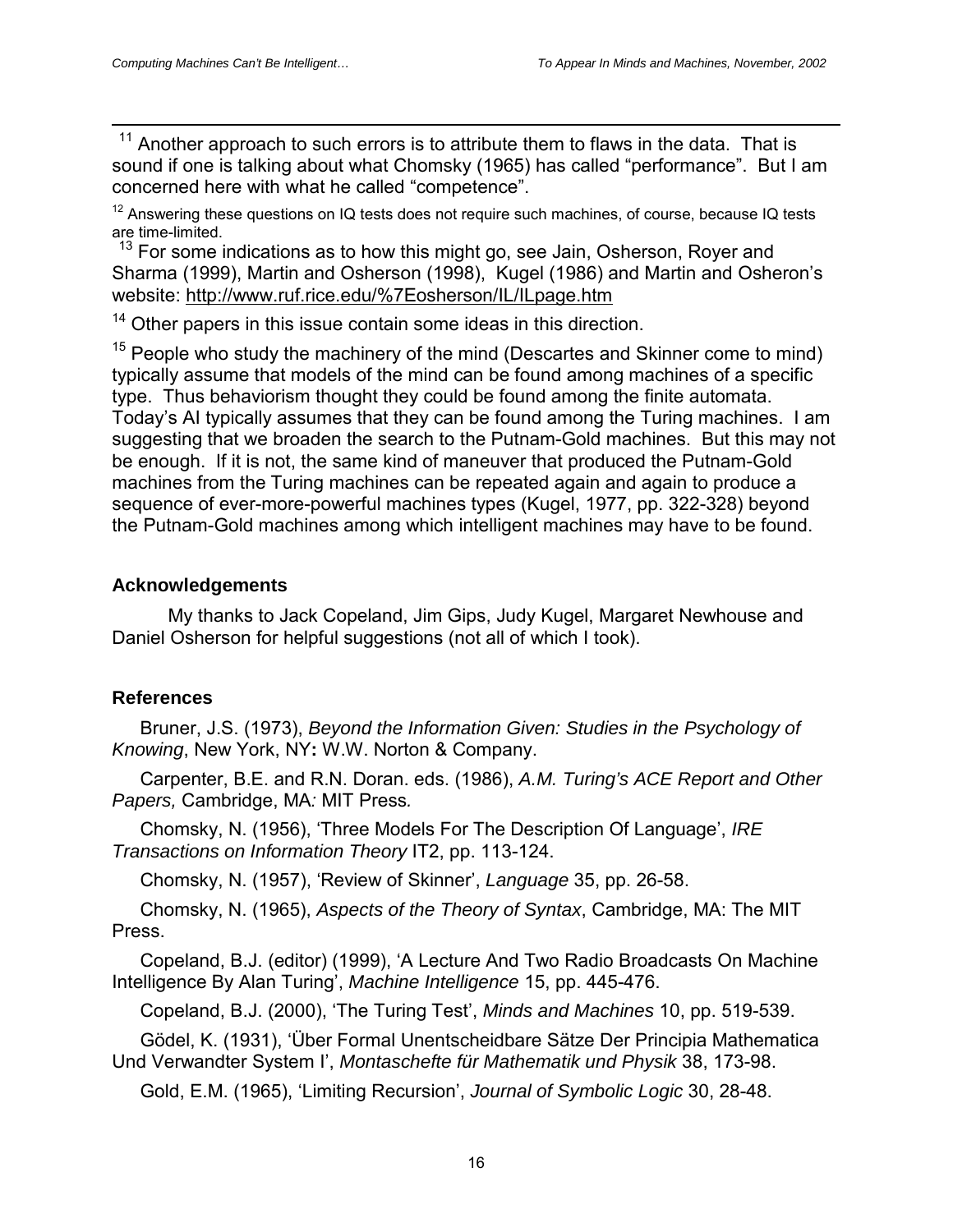[11] Another approach to such errors is to attribute them to flaws in the data. That is sound if one is talking about what Chomsky (1965) has called "performance". But I am concerned here with what he called "competence".

[12] Answering these questions on IQ tests does not require such machines, of course, because IQ tests are time-limited.

[13] For some indications as to how this might go, see Jain, Osherson, Royer and Sharma (1999), Martin and Osherson (1998), Kugel (1986) and Martin and Osheron's website: http://www.ruf.rice.edu/%7Eosherson/IL/ILpage.htm

[14] Other papers in this issue contain some ideas in this direction.

[15] People who study the machinery of the mind (Descartes and Skinner come to mind) typically assume that models of the mind can be found among machines of a specific type. Thus behaviorism thought they could be found among the finite automata. Today's AI typically assumes that they can be found among the Turing machines. I am suggesting that we broaden the search to the Putnam-Gold machines. But this may not be enough. If it is not, the same kind of maneuver that produced the Putnam-Gold machines from the Turing machines can be repeated again and again to produce a sequence of ever-more-powerful machines types (Kugel, 1977, pp. 322-328) beyond the Putnam-Gold machines among which intelligent machines may have to be found.

## Acknowledgements

My thanks to Jack Copeland, Jim Gips, Judy Kugel, Margaret Newhouse and Daniel Osherson for helpful suggestions (not all of which I took).

## References

Bruner, J.S. (1973), *Beyond the Information Given: Studies in the Psychology of Knowing*, New York, NY**:** W.W. Norton & Company.

Carpenter, B.E. and R.N. Doran. eds. (1986), *A.M. Turing's ACE Report and Other Papers,* Cambridge, MA*:* MIT Press*.*

Chomsky, N. (1956), 'Three Models For The Description Of Language', *IRE Transactions on Information Theory* IT2, pp. 113-124.

Chomsky, N. (1957), 'Review of Skinner', *Language* 35, pp. 26-58.

Chomsky, N. (1965), *Aspects of the Theory of Syntax*, Cambridge, MA: The MIT Press.

Copeland, B.J. (editor) (1999), 'A Lecture And Two Radio Broadcasts On Machine Intelligence By Alan Turing', *Machine Intelligence* 15, pp. 445-476.

Copeland, B.J. (2000), 'The Turing Test', *Minds and Machines* 10, pp. 519-539.

Gödel, K. (1931), 'Über Formal Unentscheidbare Sätze Der Principia Mathematica Und Verwandter System I', *Montaschefte für Mathematik und Physik* 38, 173-98.

Gold, E.M. (1965), 'Limiting Recursion', *Journal of Symbolic Logic* 30, 28-48.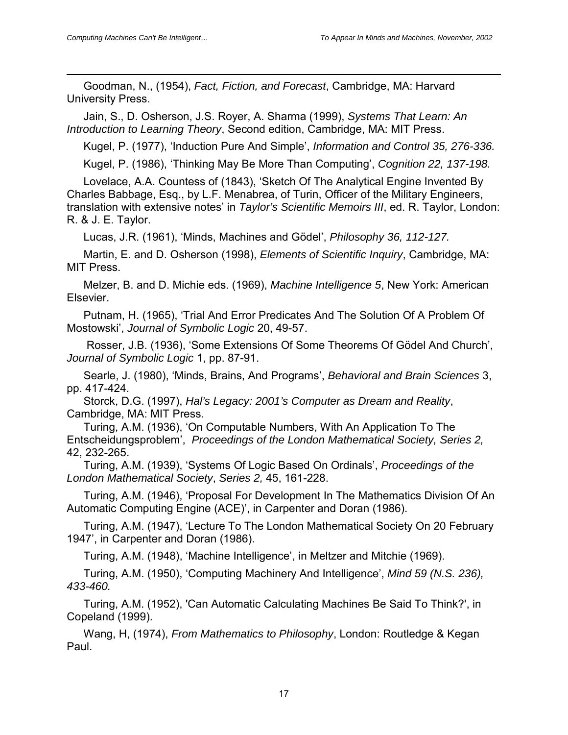Goodman, N., (1954), *Fact, Fiction, and Forecast*, Cambridge, MA: Harvard University Press.

Jain, S., D. Osherson, J.S. Royer, A. Sharma (1999), *Systems That Learn: An Introduction to Learning Theory*, Second edition, Cambridge, MA: MIT Press.

Kugel, P. (1977), 'Induction Pure And Simple', *Information and Control 35, 276-336.*

Kugel, P. (1986), 'Thinking May Be More Than Computing', *Cognition 22, 137-198.*

Lovelace, A.A. Countess of (1843), 'Sketch Of The Analytical Engine Invented By Charles Babbage, Esq., by L.F. Menabrea, of Turin, Officer of the Military Engineers, translation with extensive notes' in *Taylor's Scientific Memoirs III*, ed. R. Taylor, London: R. & J. E. Taylor.

Lucas, J.R. (1961), 'Minds, Machines and Gödel', *Philosophy 36, 112-127.*

Martin, E. and D. Osherson (1998), *Elements of Scientific Inquiry*, Cambridge, MA: MIT Press.

Melzer, B. and D. Michie eds. (1969), *Machine Intelligence 5*, New York: American Elsevier.

Putnam, H. (1965), 'Trial And Error Predicates And The Solution Of A Problem Of Mostowski', *Journal of Symbolic Logic* 20, 49-57.

Rosser, J.B. (1936), 'Some Extensions Of Some Theorems Of Gödel And Church', *Journal of Symbolic Logic* 1, pp. 87-91.

Searle, J. (1980), 'Minds, Brains, And Programs', *Behavioral and Brain Sciences* 3, pp. 417-424.

Storck, D.G. (1997), *Hal's Legacy: 2001's Computer as Dream and Reality*, Cambridge, MA: MIT Press.

Turing, A.M. (1936), 'On Computable Numbers, With An Application To The Entscheidungsproblem', *Proceedings of the London Mathematical Society, Series 2,* 42, 232-265.

Turing, A.M. (1939), 'Systems Of Logic Based On Ordinals', *Proceedings of the London Mathematical Society*, *Series 2,* 45, 161-228.

Turing, A.M. (1946), 'Proposal For Development In The Mathematics Division Of An Automatic Computing Engine (ACE)', in Carpenter and Doran (1986).

Turing, A.M. (1947), 'Lecture To The London Mathematical Society On 20 February 1947', in Carpenter and Doran (1986).

Turing, A.M. (1948), 'Machine Intelligence', in Meltzer and Mitchie (1969).

Turing, A.M. (1950), 'Computing Machinery And Intelligence', *Mind 59 (N.S. 236), 433-460.*

Turing, A.M. (1952), 'Can Automatic Calculating Machines Be Said To Think?', in Copeland (1999).

Wang, H, (1974), *From Mathematics to Philosophy*, London: Routledge & Kegan Paul.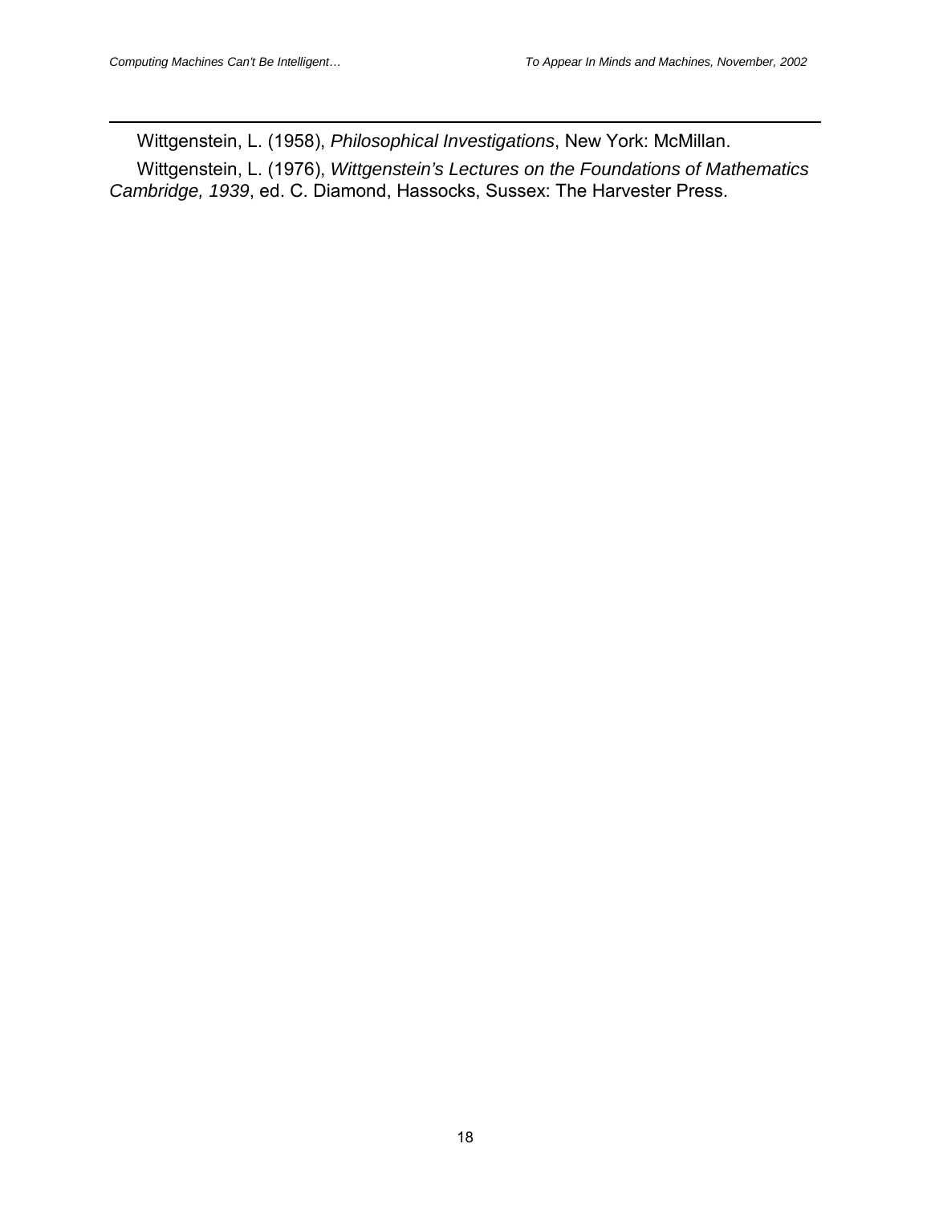Wittgenstein, L. (1958), *Philosophical Investigations*, New York: McMillan.

Wittgenstein, L. (1976), *Wittgenstein's Lectures on the Foundations of Mathematics Cambridge, 1939*, ed. C. Diamond, Hassocks, Sussex: The Harvester Press.